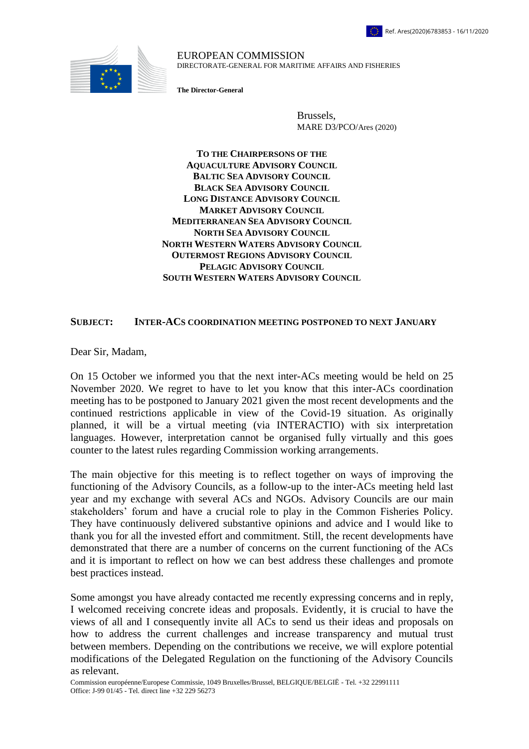Ref. Ares(2020)6783853 - 16/11/2020

EUROPEAN COMMISSION
DIRECTORATE-GENERAL FOR MARITIME AFFAIRS AND FISHERIES

**The Director-General**

Brussels,
MARE D3/PCO/Ares (2020)

**TO THE CHAIRPERSONS OF THE**
**AQUACULTURE ADVISORY COUNCIL**
**BALTIC SEA ADVISORY COUNCIL**
**BLACK SEA ADVISORY COUNCIL**
**LONG DISTANCE ADVISORY COUNCIL**
**MARKET ADVISORY COUNCIL**
**MEDITERRANEAN SEA ADVISORY COUNCIL**
**NORTH SEA ADVISORY COUNCIL**
**NORTH WESTERN WATERS ADVISORY COUNCIL**
**OUTERMOST REGIONS ADVISORY COUNCIL**
**PELAGIC ADVISORY COUNCIL**
**SOUTH WESTERN WATERS ADVISORY COUNCIL**

**SUBJECT: INTER-ACS COORDINATION MEETING POSTPONED TO NEXT JANUARY**

Dear Sir, Madam,

On 15 October we informed you that the next inter-ACs meeting would be held on 25 November 2020. We regret to have to let you know that this inter-ACs coordination meeting has to be postponed to January 2021 given the most recent developments and the continued restrictions applicable in view of the Covid-19 situation. As originally planned, it will be a virtual meeting (via INTERACTIO) with six interpretation languages. However, interpretation cannot be organised fully virtually and this goes counter to the latest rules regarding Commission working arrangements.

The main objective for this meeting is to reflect together on ways of improving the functioning of the Advisory Councils, as a follow-up to the inter-ACs meeting held last year and my exchange with several ACs and NGOs. Advisory Councils are our main stakeholders' forum and have a crucial role to play in the Common Fisheries Policy. They have continuously delivered substantive opinions and advice and I would like to thank you for all the invested effort and commitment. Still, the recent developments have demonstrated that there are a number of concerns on the current functioning of the ACs and it is important to reflect on how we can best address these challenges and promote best practices instead.

Some amongst you have already contacted me recently expressing concerns and in reply, I welcomed receiving concrete ideas and proposals. Evidently, it is crucial to have the views of all and I consequently invite all ACs to send us their ideas and proposals on how to address the current challenges and increase transparency and mutual trust between members. Depending on the contributions we receive, we will explore potential modifications of the Delegated Regulation on the functioning of the Advisory Councils as relevant.

Commission européenne/Europese Commissie, 1049 Bruxelles/Brussel, BELGIQUE/BELGIË - Tel. +32 22991111
Office: J-99 01/45 - Tel. direct line +32 229 56273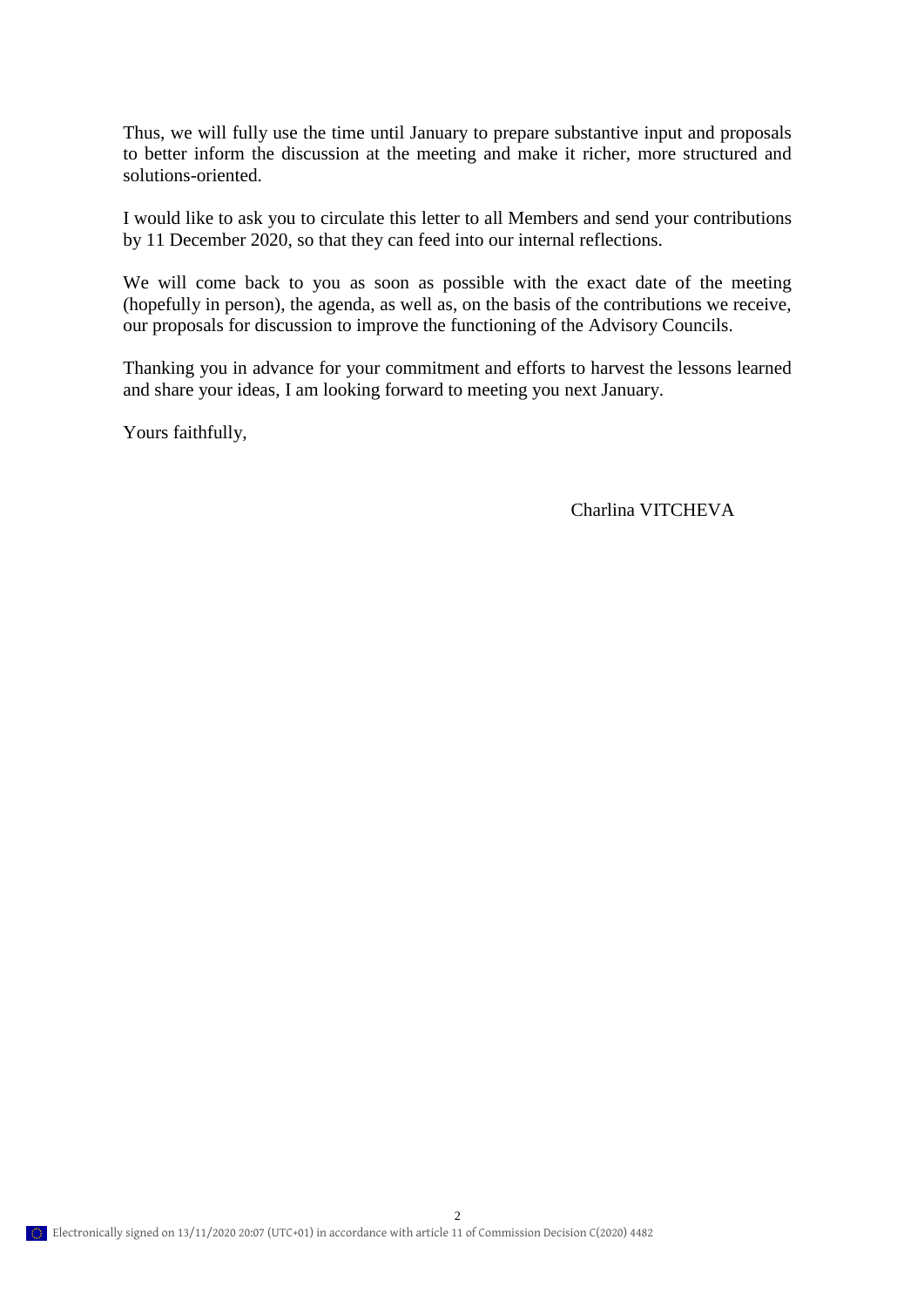Thus, we will fully use the time until January to prepare substantive input and proposals to better inform the discussion at the meeting and make it richer, more structured and solutions-oriented.

I would like to ask you to circulate this letter to all Members and send your contributions by 11 December 2020, so that they can feed into our internal reflections.

We will come back to you as soon as possible with the exact date of the meeting (hopefully in person), the agenda, as well as, on the basis of the contributions we receive, our proposals for discussion to improve the functioning of the Advisory Councils.

Thanking you in advance for your commitment and efforts to harvest the lessons learned and share your ideas, I am looking forward to meeting you next January.

Yours faithfully,

Charlina VITCHEVA

Electronically signed on 13/11/2020 20:07 (UTC+01) in accordance with article 11 of Commission Decision C(2020) 4482